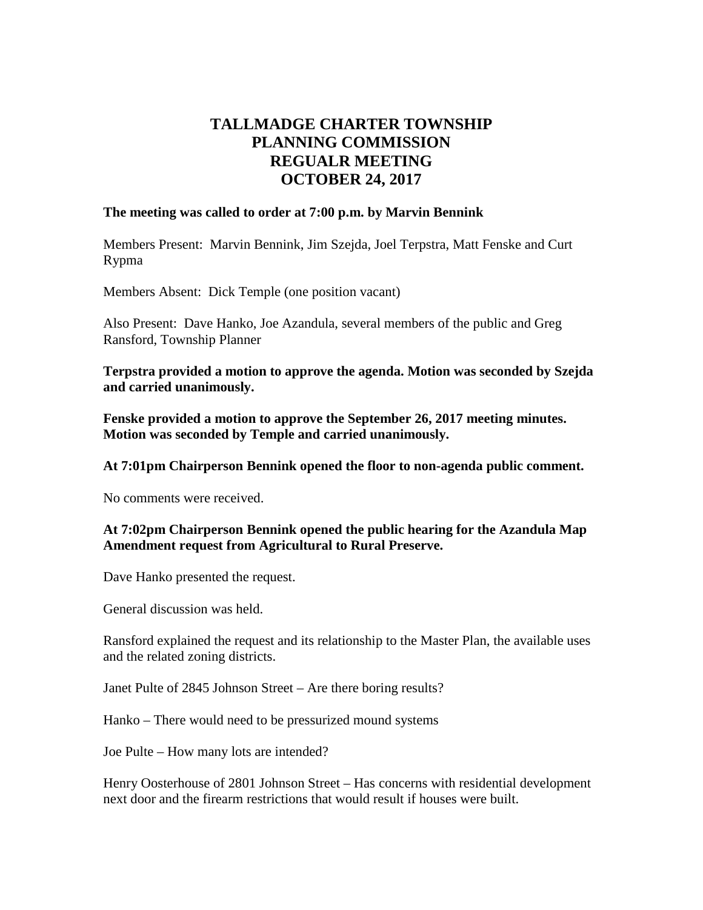# TALLMADGE CHARTER TOWNSHIP
# PLANNING COMMISSION
# REGUALR MEETING
# OCTOBER 24, 2017

**The meeting was called to order at 7:00 p.m. by Marvin Bennink**

Members Present: Marvin Bennink, Jim Szejda, Joel Terpstra, Matt Fenske and Curt Rypma

Members Absent: Dick Temple (one position vacant)

Also Present: Dave Hanko, Joe Azandula, several members of the public and Greg Ransford, Township Planner

**Terpstra provided a motion to approve the agenda. Motion was seconded by Szejda and carried unanimously.**

**Fenske provided a motion to approve the September 26, 2017 meeting minutes. Motion was seconded by Temple and carried unanimously.**

**At 7:01pm Chairperson Bennink opened the floor to non-agenda public comment.**

No comments were received.

**At 7:02pm Chairperson Bennink opened the public hearing for the Azandula Map Amendment request from Agricultural to Rural Preserve.**

Dave Hanko presented the request.

General discussion was held.

Ransford explained the request and its relationship to the Master Plan, the available uses and the related zoning districts.

Janet Pulte of 2845 Johnson Street – Are there boring results?

Hanko – There would need to be pressurized mound systems

Joe Pulte – How many lots are intended?

Henry Oosterhouse of 2801 Johnson Street – Has concerns with residential development next door and the firearm restrictions that would result if houses were built.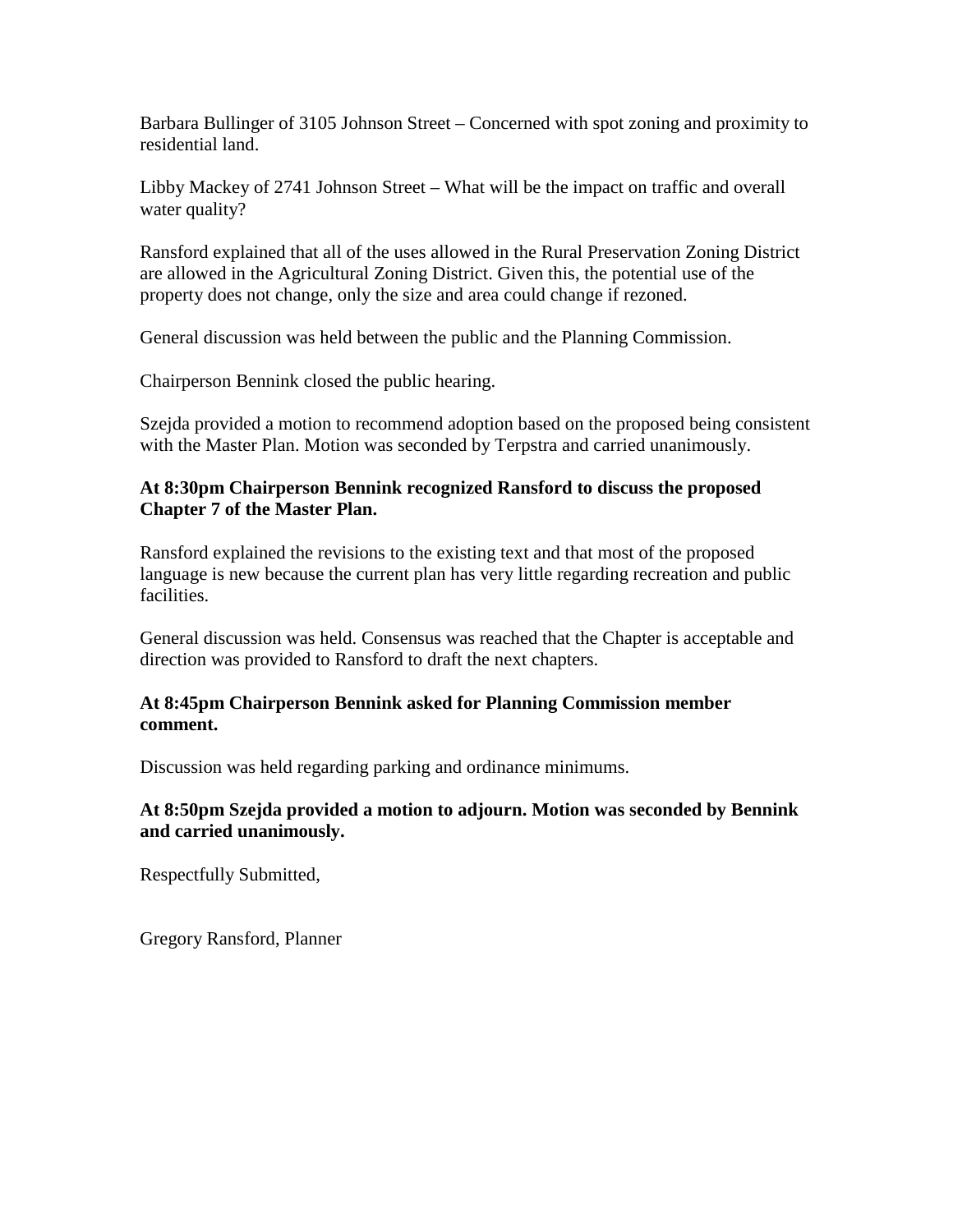Barbara Bullinger of 3105 Johnson Street – Concerned with spot zoning and proximity to residential land.

Libby Mackey of 2741 Johnson Street – What will be the impact on traffic and overall water quality?

Ransford explained that all of the uses allowed in the Rural Preservation Zoning District are allowed in the Agricultural Zoning District. Given this, the potential use of the property does not change, only the size and area could change if rezoned.

General discussion was held between the public and the Planning Commission.

Chairperson Bennink closed the public hearing.

Szejda provided a motion to recommend adoption based on the proposed being consistent with the Master Plan. Motion was seconded by Terpstra and carried unanimously.

**At 8:30pm Chairperson Bennink recognized Ransford to discuss the proposed Chapter 7 of the Master Plan.**

Ransford explained the revisions to the existing text and that most of the proposed language is new because the current plan has very little regarding recreation and public facilities.

General discussion was held. Consensus was reached that the Chapter is acceptable and direction was provided to Ransford to draft the next chapters.

**At 8:45pm Chairperson Bennink asked for Planning Commission member comment.**

Discussion was held regarding parking and ordinance minimums.

**At 8:50pm Szejda provided a motion to adjourn. Motion was seconded by Bennink and carried unanimously.**

Respectfully Submitted,

Gregory Ransford, Planner